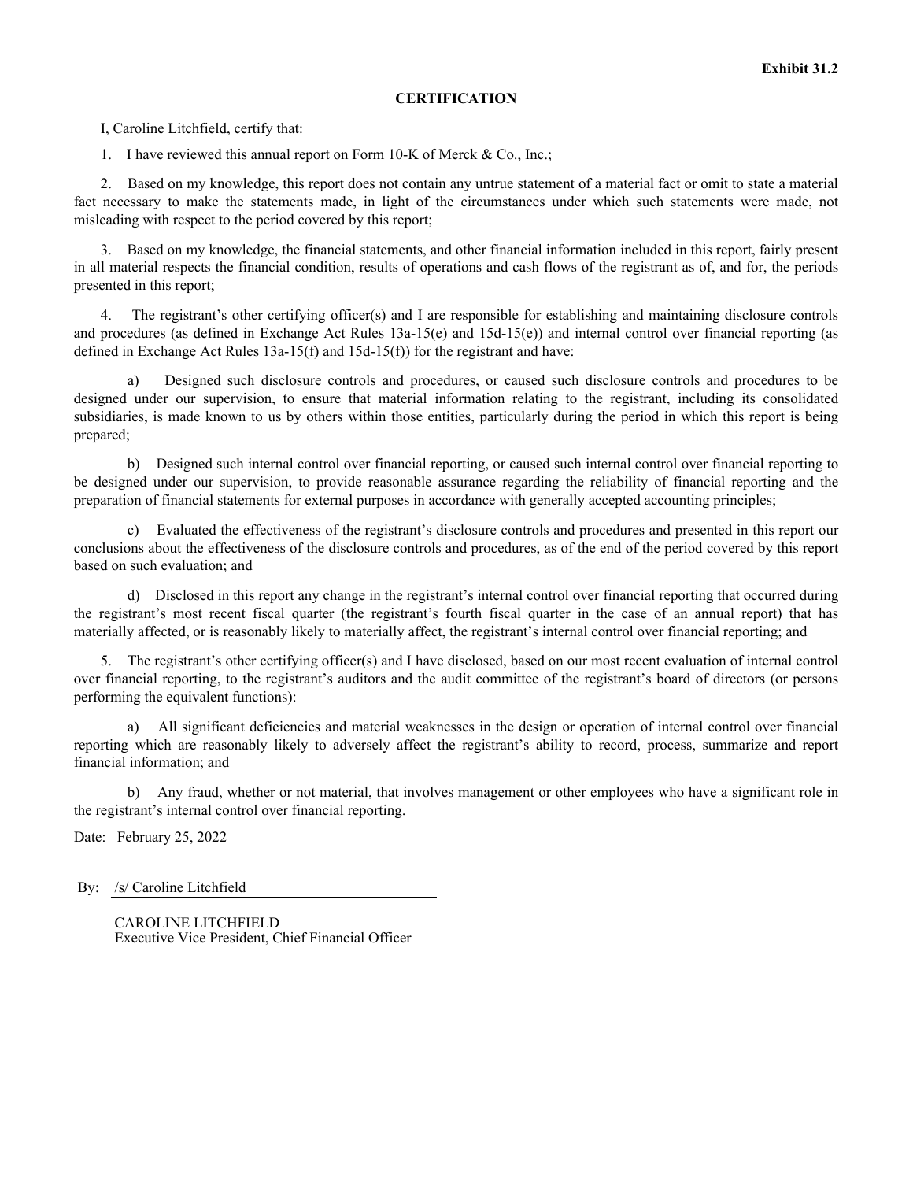**Exhibit 31.2**

**CERTIFICATION**

I, Caroline Litchfield, certify that:

1. I have reviewed this annual report on Form 10-K of Merck & Co., Inc.;

2. Based on my knowledge, this report does not contain any untrue statement of a material fact or omit to state a material fact necessary to make the statements made, in light of the circumstances under which such statements were made, not misleading with respect to the period covered by this report;

3. Based on my knowledge, the financial statements, and other financial information included in this report, fairly present in all material respects the financial condition, results of operations and cash flows of the registrant as of, and for, the periods presented in this report;

4. The registrant's other certifying officer(s) and I are responsible for establishing and maintaining disclosure controls and procedures (as defined in Exchange Act Rules 13a-15(e) and 15d-15(e)) and internal control over financial reporting (as defined in Exchange Act Rules 13a-15(f) and 15d-15(f)) for the registrant and have:

   a) Designed such disclosure controls and procedures, or caused such disclosure controls and procedures to be designed under our supervision, to ensure that material information relating to the registrant, including its consolidated subsidiaries, is made known to us by others within those entities, particularly during the period in which this report is being prepared;

   b) Designed such internal control over financial reporting, or caused such internal control over financial reporting to be designed under our supervision, to provide reasonable assurance regarding the reliability of financial reporting and the preparation of financial statements for external purposes in accordance with generally accepted accounting principles;

   c) Evaluated the effectiveness of the registrant's disclosure controls and procedures and presented in this report our conclusions about the effectiveness of the disclosure controls and procedures, as of the end of the period covered by this report based on such evaluation; and

   d) Disclosed in this report any change in the registrant's internal control over financial reporting that occurred during the registrant's most recent fiscal quarter (the registrant's fourth fiscal quarter in the case of an annual report) that has materially affected, or is reasonably likely to materially affect, the registrant's internal control over financial reporting; and

5. The registrant's other certifying officer(s) and I have disclosed, based on our most recent evaluation of internal control over financial reporting, to the registrant's auditors and the audit committee of the registrant's board of directors (or persons performing the equivalent functions):

   a) All significant deficiencies and material weaknesses in the design or operation of internal control over financial reporting which are reasonably likely to adversely affect the registrant's ability to record, process, summarize and report financial information; and

   b) Any fraud, whether or not material, that involves management or other employees who have a significant role in the registrant's internal control over financial reporting.

Date: February 25, 2022

By: /s/ Caroline Litchfield

CAROLINE LITCHFIELD
Executive Vice President, Chief Financial Officer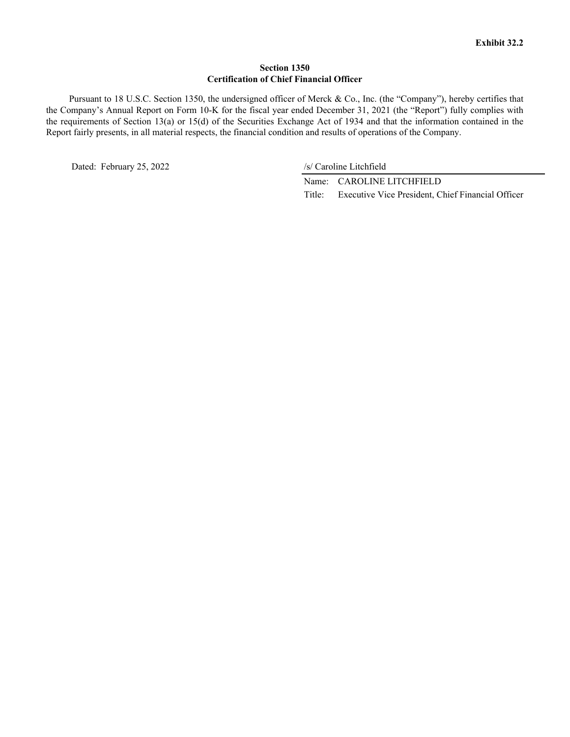**Exhibit 32.2**

**Section 1350**
**Certification of Chief Financial Officer**

Pursuant to 18 U.S.C. Section 1350, the undersigned officer of Merck & Co., Inc. (the “Company”), hereby certifies that the Company’s Annual Report on Form 10-K for the fiscal year ended December 31, 2021 (the “Report”) fully complies with the requirements of Section 13(a) or 15(d) of the Securities Exchange Act of 1934 and that the information contained in the Report fairly presents, in all material respects, the financial condition and results of operations of the Company.

Dated: February 25, 2022

/s/ Caroline Litchfield

Name: CAROLINE LITCHFIELD

Title: Executive Vice President, Chief Financial Officer